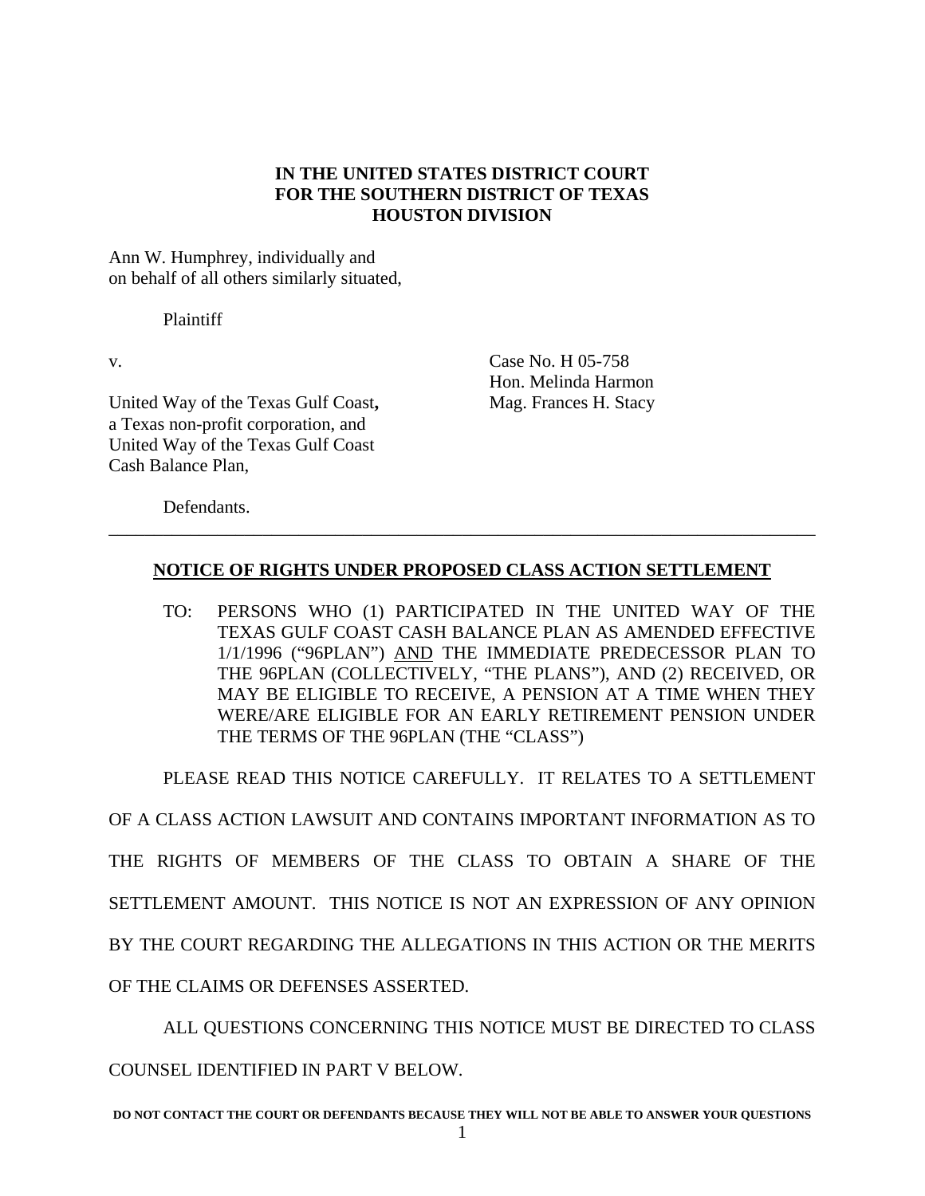**IN THE UNITED STATES DISTRICT COURT**
**FOR THE SOUTHERN DISTRICT OF TEXAS**
**HOUSTON DIVISION**

Ann W. Humphrey, individually and
on behalf of all others similarly situated,

Plaintiff

v.

United Way of the Texas Gulf Coast**,**
a Texas non-profit corporation, and
United Way of the Texas Gulf Coast
Cash Balance Plan,

Defendants.

Case No. H 05-758
Hon. Melinda Harmon
Mag. Frances H. Stacy

---

**NOTICE OF RIGHTS UNDER PROPOSED CLASS ACTION SETTLEMENT**

TO: PERSONS WHO (1) PARTICIPATED IN THE UNITED WAY OF THE TEXAS GULF COAST CASH BALANCE PLAN AS AMENDED EFFECTIVE 1/1/1996 ("96PLAN") AND THE IMMEDIATE PREDECESSOR PLAN TO THE 96PLAN (COLLECTIVELY, "THE PLANS"), AND (2) RECEIVED, OR MAY BE ELIGIBLE TO RECEIVE, A PENSION AT A TIME WHEN THEY WERE/ARE ELIGIBLE FOR AN EARLY RETIREMENT PENSION UNDER THE TERMS OF THE 96PLAN (THE "CLASS")

PLEASE READ THIS NOTICE CAREFULLY. IT RELATES TO A SETTLEMENT OF A CLASS ACTION LAWSUIT AND CONTAINS IMPORTANT INFORMATION AS TO THE RIGHTS OF MEMBERS OF THE CLASS TO OBTAIN A SHARE OF THE SETTLEMENT AMOUNT. THIS NOTICE IS NOT AN EXPRESSION OF ANY OPINION BY THE COURT REGARDING THE ALLEGATIONS IN THIS ACTION OR THE MERITS OF THE CLAIMS OR DEFENSES ASSERTED.

ALL QUESTIONS CONCERNING THIS NOTICE MUST BE DIRECTED TO CLASS COUNSEL IDENTIFIED IN PART V BELOW.

**DO NOT CONTACT THE COURT OR DEFENDANTS BECAUSE THEY WILL NOT BE ABLE TO ANSWER YOUR QUESTIONS**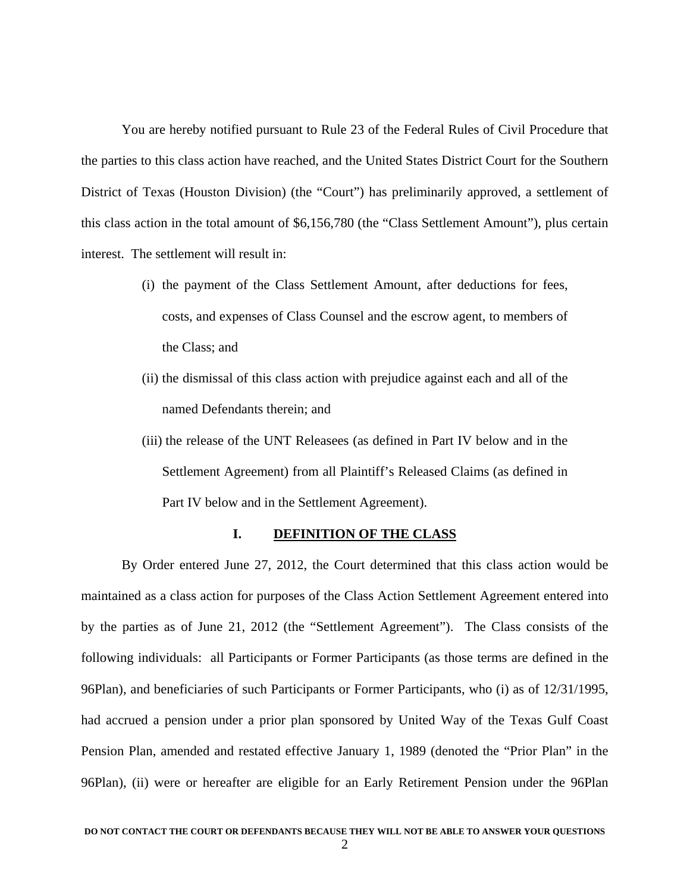You are hereby notified pursuant to Rule 23 of the Federal Rules of Civil Procedure that the parties to this class action have reached, and the United States District Court for the Southern District of Texas (Houston Division) (the "Court") has preliminarily approved, a settlement of this class action in the total amount of $6,156,780 (the "Class Settlement Amount"), plus certain interest. The settlement will result in:

(i) the payment of the Class Settlement Amount, after deductions for fees, costs, and expenses of Class Counsel and the escrow agent, to members of the Class; and

(ii) the dismissal of this class action with prejudice against each and all of the named Defendants therein; and

(iii) the release of the UNT Releasees (as defined in Part IV below and in the Settlement Agreement) from all Plaintiff's Released Claims (as defined in Part IV below and in the Settlement Agreement).

## I. DEFINITION OF THE CLASS

By Order entered June 27, 2012, the Court determined that this class action would be maintained as a class action for purposes of the Class Action Settlement Agreement entered into by the parties as of June 21, 2012 (the "Settlement Agreement"). The Class consists of the following individuals: all Participants or Former Participants (as those terms are defined in the 96Plan), and beneficiaries of such Participants or Former Participants, who (i) as of 12/31/1995, had accrued a pension under a prior plan sponsored by United Way of the Texas Gulf Coast Pension Plan, amended and restated effective January 1, 1989 (denoted the "Prior Plan" in the 96Plan), (ii) were or hereafter are eligible for an Early Retirement Pension under the 96Plan

**DO NOT CONTACT THE COURT OR DEFENDANTS BECAUSE THEY WILL NOT BE ABLE TO ANSWER YOUR QUESTIONS**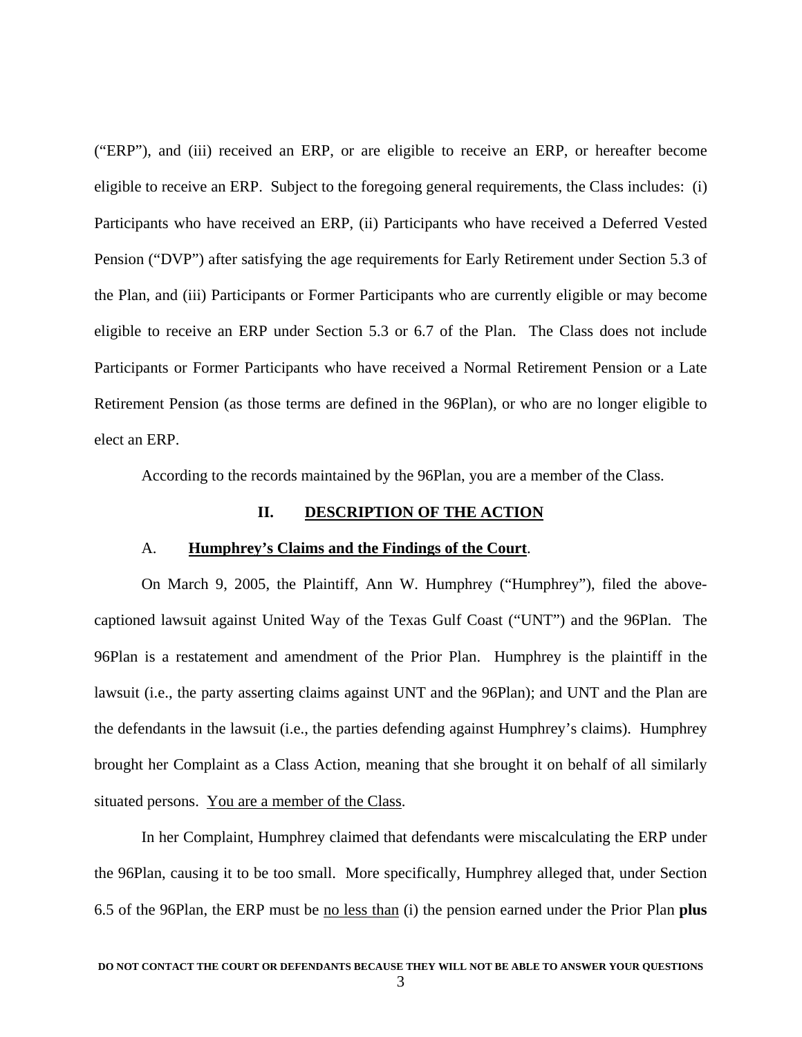("ERP"), and (iii) received an ERP, or are eligible to receive an ERP, or hereafter become eligible to receive an ERP. Subject to the foregoing general requirements, the Class includes: (i) Participants who have received an ERP, (ii) Participants who have received a Deferred Vested Pension ("DVP") after satisfying the age requirements for Early Retirement under Section 5.3 of the Plan, and (iii) Participants or Former Participants who are currently eligible or may become eligible to receive an ERP under Section 5.3 or 6.7 of the Plan. The Class does not include Participants or Former Participants who have received a Normal Retirement Pension or a Late Retirement Pension (as those terms are defined in the 96Plan), or who are no longer eligible to elect an ERP.

According to the records maintained by the 96Plan, you are a member of the Class.

## II. DESCRIPTION OF THE ACTION

### A. Humphrey's Claims and the Findings of the Court.

On March 9, 2005, the Plaintiff, Ann W. Humphrey ("Humphrey"), filed the above-captioned lawsuit against United Way of the Texas Gulf Coast ("UNT") and the 96Plan. The 96Plan is a restatement and amendment of the Prior Plan. Humphrey is the plaintiff in the lawsuit (i.e., the party asserting claims against UNT and the 96Plan); and UNT and the Plan are the defendants in the lawsuit (i.e., the parties defending against Humphrey's claims). Humphrey brought her Complaint as a Class Action, meaning that she brought it on behalf of all similarly situated persons. <u>You are a member of the Class</u>.

In her Complaint, Humphrey claimed that defendants were miscalculating the ERP under the 96Plan, causing it to be too small. More specifically, Humphrey alleged that, under Section 6.5 of the 96Plan, the ERP must be <u>no less than</u> (i) the pension earned under the Prior Plan **plus**

**DO NOT CONTACT THE COURT OR DEFENDANTS BECAUSE THEY WILL NOT BE ABLE TO ANSWER YOUR QUESTIONS**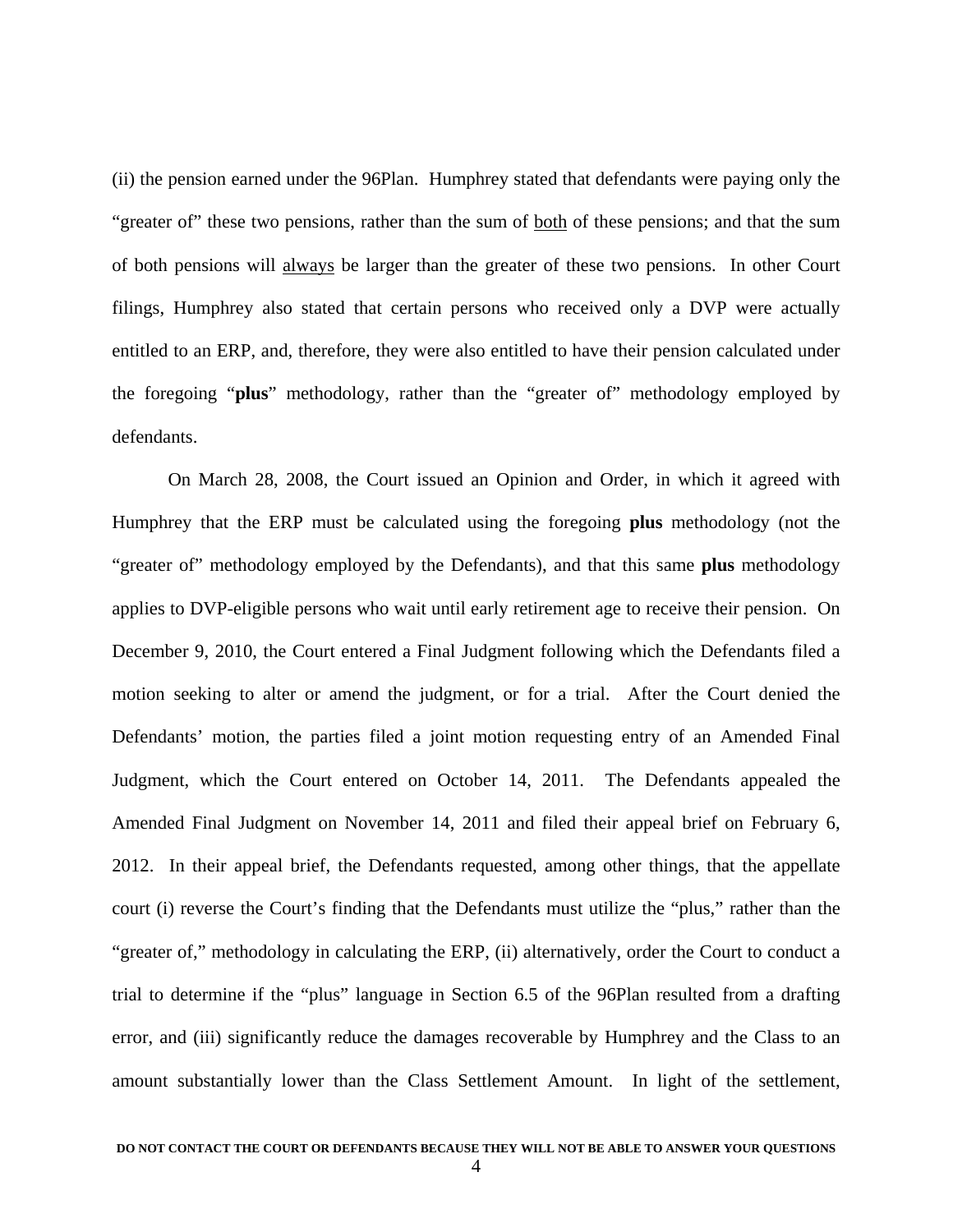(ii) the pension earned under the 96Plan. Humphrey stated that defendants were paying only the "greater of" these two pensions, rather than the sum of <u>both</u> of these pensions; and that the sum of both pensions will <u>always</u> be larger than the greater of these two pensions. In other Court filings, Humphrey also stated that certain persons who received only a DVP were actually entitled to an ERP, and, therefore, they were also entitled to have their pension calculated under the foregoing "**plus**" methodology, rather than the "greater of" methodology employed by defendants.

On March 28, 2008, the Court issued an Opinion and Order, in which it agreed with Humphrey that the ERP must be calculated using the foregoing **plus** methodology (not the "greater of" methodology employed by the Defendants), and that this same **plus** methodology applies to DVP-eligible persons who wait until early retirement age to receive their pension. On December 9, 2010, the Court entered a Final Judgment following which the Defendants filed a motion seeking to alter or amend the judgment, or for a trial. After the Court denied the Defendants' motion, the parties filed a joint motion requesting entry of an Amended Final Judgment, which the Court entered on October 14, 2011. The Defendants appealed the Amended Final Judgment on November 14, 2011 and filed their appeal brief on February 6, 2012. In their appeal brief, the Defendants requested, among other things, that the appellate court (i) reverse the Court's finding that the Defendants must utilize the "plus," rather than the "greater of," methodology in calculating the ERP, (ii) alternatively, order the Court to conduct a trial to determine if the "plus" language in Section 6.5 of the 96Plan resulted from a drafting error, and (iii) significantly reduce the damages recoverable by Humphrey and the Class to an amount substantially lower than the Class Settlement Amount. In light of the settlement,

**DO NOT CONTACT THE COURT OR DEFENDANTS BECAUSE THEY WILL NOT BE ABLE TO ANSWER YOUR QUESTIONS**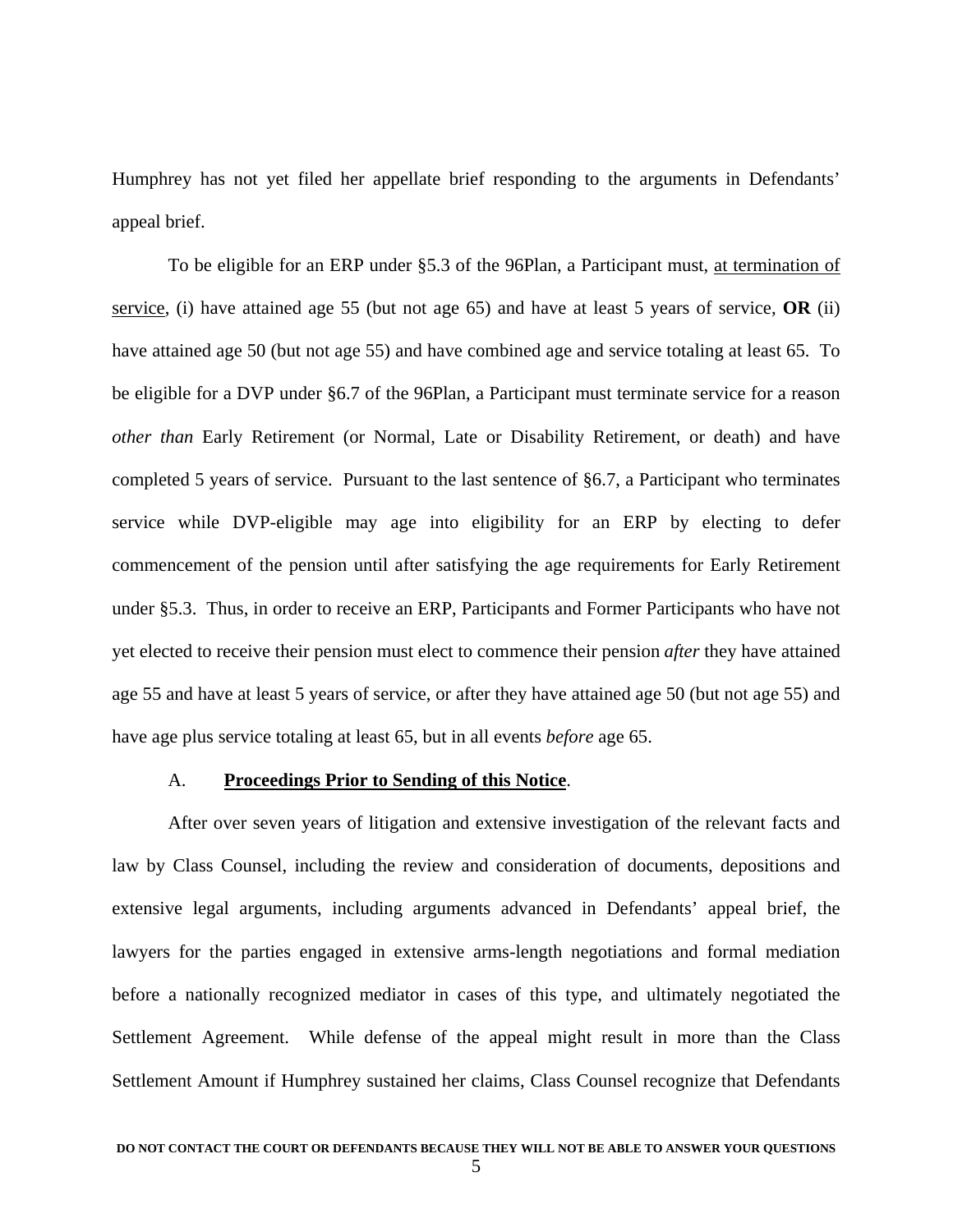Humphrey has not yet filed her appellate brief responding to the arguments in Defendants' appeal brief.

To be eligible for an ERP under §5.3 of the 96Plan, a Participant must, <u>at termination of service</u>, (i) have attained age 55 (but not age 65) and have at least 5 years of service, **OR** (ii) have attained age 50 (but not age 55) and have combined age and service totaling at least 65. To be eligible for a DVP under §6.7 of the 96Plan, a Participant must terminate service for a reason *other than* Early Retirement (or Normal, Late or Disability Retirement, or death) and have completed 5 years of service. Pursuant to the last sentence of §6.7, a Participant who terminates service while DVP-eligible may age into eligibility for an ERP by electing to defer commencement of the pension until after satisfying the age requirements for Early Retirement under §5.3. Thus, in order to receive an ERP, Participants and Former Participants who have not yet elected to receive their pension must elect to commence their pension *after* they have attained age 55 and have at least 5 years of service, or after they have attained age 50 (but not age 55) and have age plus service totaling at least 65, but in all events *before* age 65.

A. **<u>Proceedings Prior to Sending of this Notice</u>**.

After over seven years of litigation and extensive investigation of the relevant facts and law by Class Counsel, including the review and consideration of documents, depositions and extensive legal arguments, including arguments advanced in Defendants' appeal brief, the lawyers for the parties engaged in extensive arms-length negotiations and formal mediation before a nationally recognized mediator in cases of this type, and ultimately negotiated the Settlement Agreement. While defense of the appeal might result in more than the Class Settlement Amount if Humphrey sustained her claims, Class Counsel recognize that Defendants

**DO NOT CONTACT THE COURT OR DEFENDANTS BECAUSE THEY WILL NOT BE ABLE TO ANSWER YOUR QUESTIONS**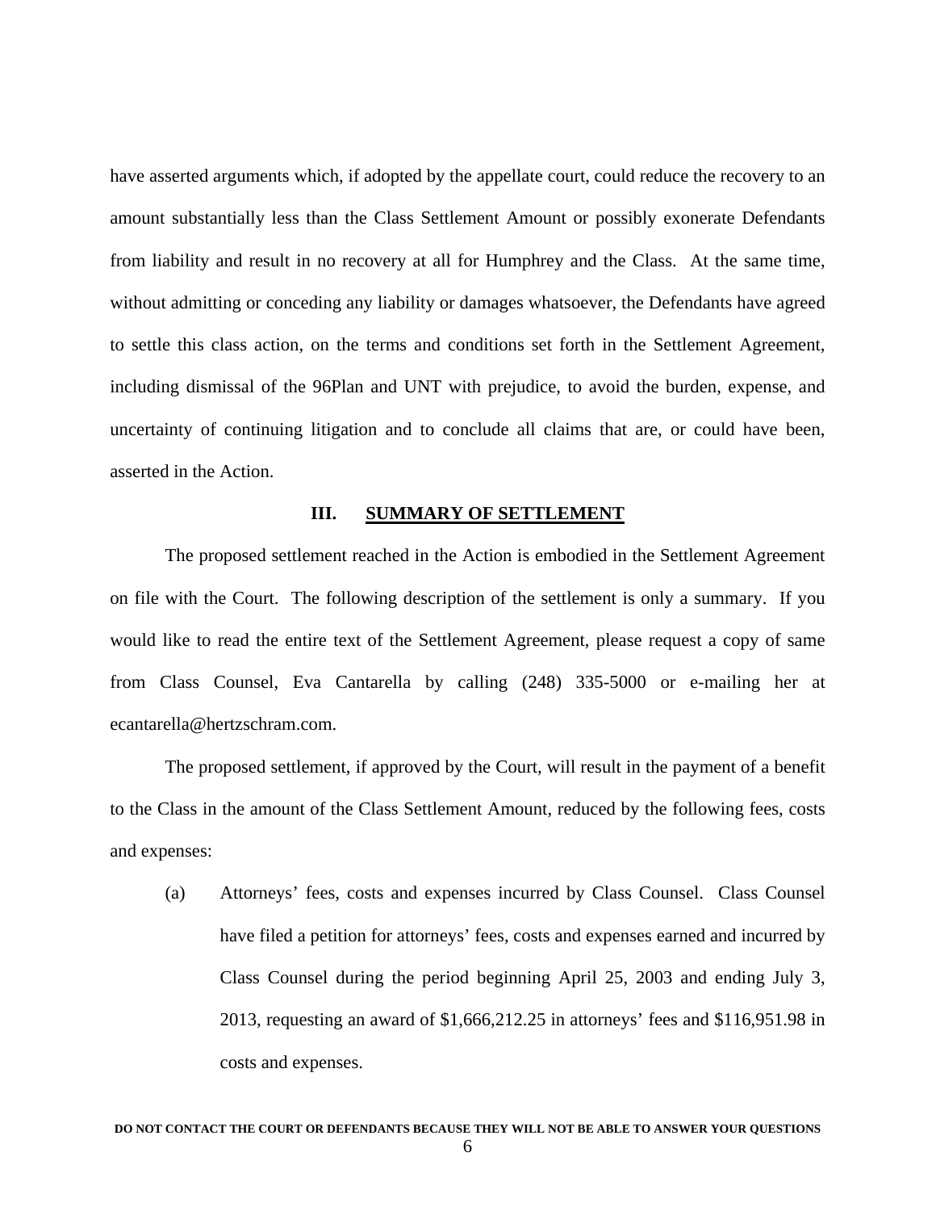have asserted arguments which, if adopted by the appellate court, could reduce the recovery to an amount substantially less than the Class Settlement Amount or possibly exonerate Defendants from liability and result in no recovery at all for Humphrey and the Class. At the same time, without admitting or conceding any liability or damages whatsoever, the Defendants have agreed to settle this class action, on the terms and conditions set forth in the Settlement Agreement, including dismissal of the 96Plan and UNT with prejudice, to avoid the burden, expense, and uncertainty of continuing litigation and to conclude all claims that are, or could have been, asserted in the Action.

## III. SUMMARY OF SETTLEMENT

The proposed settlement reached in the Action is embodied in the Settlement Agreement on file with the Court. The following description of the settlement is only a summary. If you would like to read the entire text of the Settlement Agreement, please request a copy of same from Class Counsel, Eva Cantarella by calling (248) 335-5000 or e-mailing her at ecantarella@hertzschram.com.

The proposed settlement, if approved by the Court, will result in the payment of a benefit to the Class in the amount of the Class Settlement Amount, reduced by the following fees, costs and expenses:

(a) Attorneys' fees, costs and expenses incurred by Class Counsel. Class Counsel have filed a petition for attorneys' fees, costs and expenses earned and incurred by Class Counsel during the period beginning April 25, 2003 and ending July 3, 2013, requesting an award of $1,666,212.25 in attorneys' fees and $116,951.98 in costs and expenses.

**DO NOT CONTACT THE COURT OR DEFENDANTS BECAUSE THEY WILL NOT BE ABLE TO ANSWER YOUR QUESTIONS**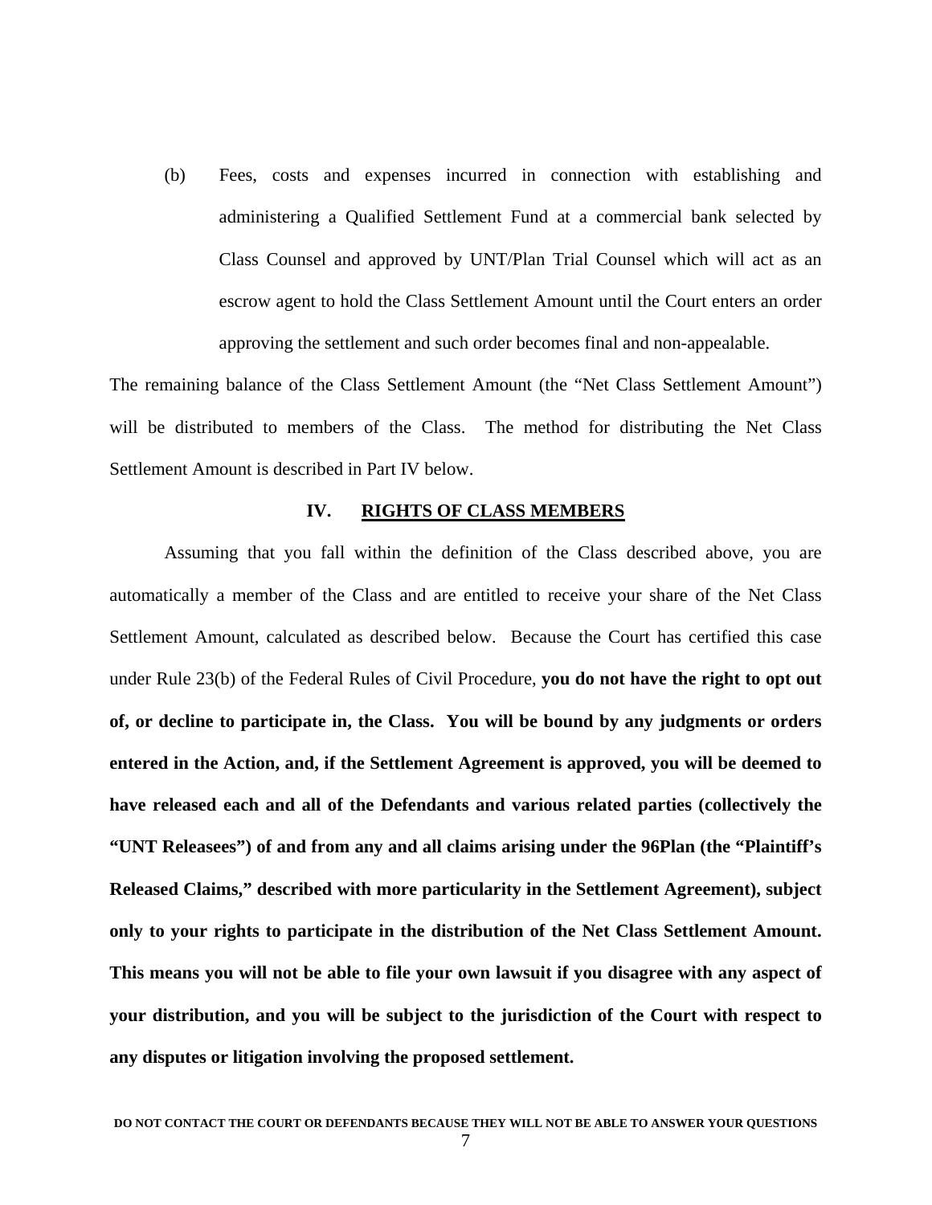(b) Fees, costs and expenses incurred in connection with establishing and administering a Qualified Settlement Fund at a commercial bank selected by Class Counsel and approved by UNT/Plan Trial Counsel which will act as an escrow agent to hold the Class Settlement Amount until the Court enters an order approving the settlement and such order becomes final and non-appealable.

The remaining balance of the Class Settlement Amount (the "Net Class Settlement Amount") will be distributed to members of the Class. The method for distributing the Net Class Settlement Amount is described in Part IV below.

## IV. RIGHTS OF CLASS MEMBERS

Assuming that you fall within the definition of the Class described above, you are automatically a member of the Class and are entitled to receive your share of the Net Class Settlement Amount, calculated as described below. Because the Court has certified this case under Rule 23(b) of the Federal Rules of Civil Procedure, **you do not have the right to opt out of, or decline to participate in, the Class. You will be bound by any judgments or orders entered in the Action, and, if the Settlement Agreement is approved, you will be deemed to have released each and all of the Defendants and various related parties (collectively the "UNT Releasees") of and from any and all claims arising under the 96Plan (the "Plaintiff's Released Claims," described with more particularity in the Settlement Agreement), subject only to your rights to participate in the distribution of the Net Class Settlement Amount. This means you will not be able to file your own lawsuit if you disagree with any aspect of your distribution, and you will be subject to the jurisdiction of the Court with respect to any disputes or litigation involving the proposed settlement.**

**DO NOT CONTACT THE COURT OR DEFENDANTS BECAUSE THEY WILL NOT BE ABLE TO ANSWER YOUR QUESTIONS**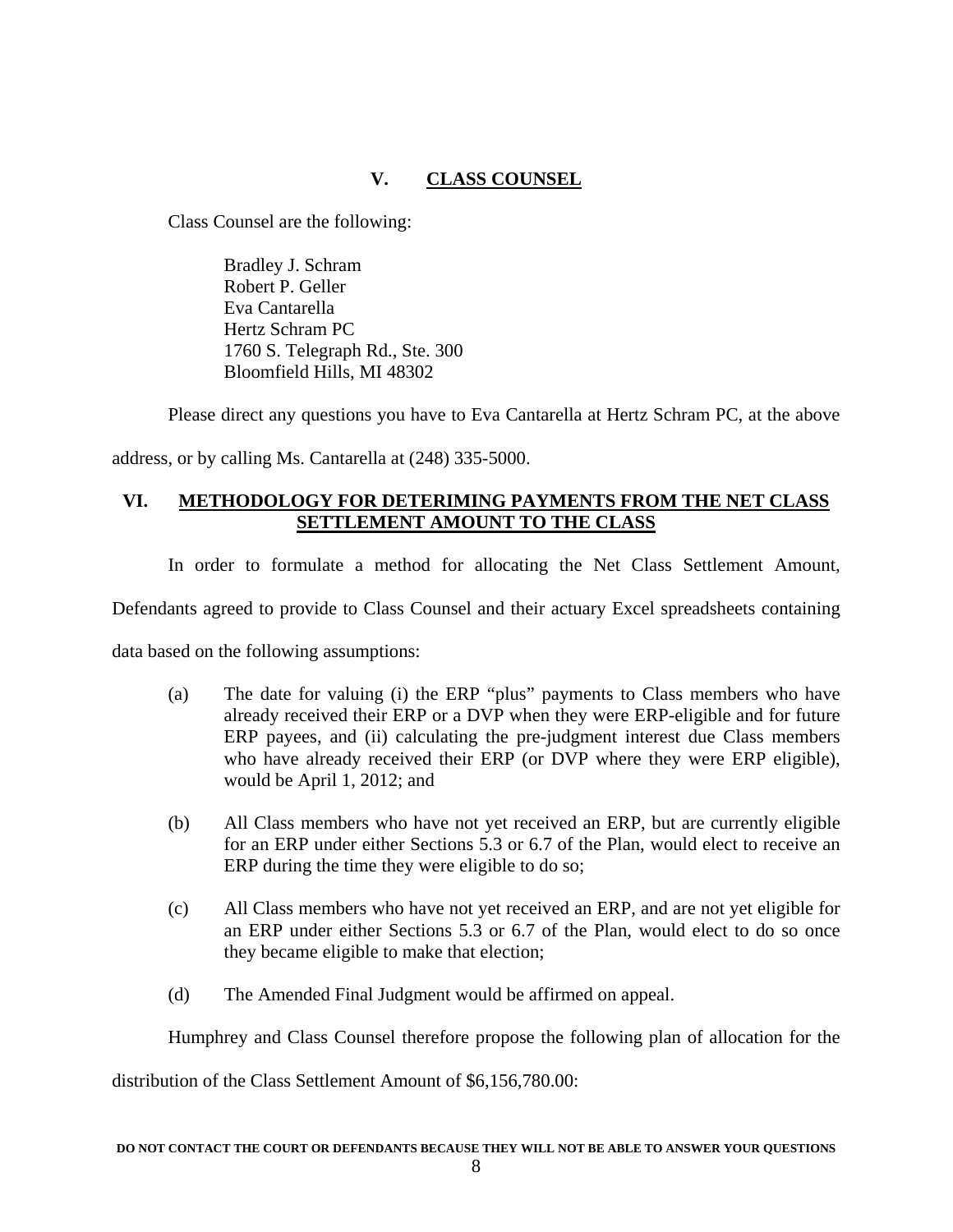## V. CLASS COUNSEL

Class Counsel are the following:

Bradley J. Schram
Robert P. Geller
Eva Cantarella
Hertz Schram PC
1760 S. Telegraph Rd., Ste. 300
Bloomfield Hills, MI 48302

Please direct any questions you have to Eva Cantarella at Hertz Schram PC, at the above address, or by calling Ms. Cantarella at (248) 335-5000.

## VI. METHODOLOGY FOR DETERIMING PAYMENTS FROM THE NET CLASS SETTLEMENT AMOUNT TO THE CLASS

In order to formulate a method for allocating the Net Class Settlement Amount, Defendants agreed to provide to Class Counsel and their actuary Excel spreadsheets containing data based on the following assumptions:

(a) The date for valuing (i) the ERP "plus" payments to Class members who have already received their ERP or a DVP when they were ERP-eligible and for future ERP payees, and (ii) calculating the pre-judgment interest due Class members who have already received their ERP (or DVP where they were ERP eligible), would be April 1, 2012; and

(b) All Class members who have not yet received an ERP, but are currently eligible for an ERP under either Sections 5.3 or 6.7 of the Plan, would elect to receive an ERP during the time they were eligible to do so;

(c) All Class members who have not yet received an ERP, and are not yet eligible for an ERP under either Sections 5.3 or 6.7 of the Plan, would elect to do so once they became eligible to make that election;

(d) The Amended Final Judgment would be affirmed on appeal.

Humphrey and Class Counsel therefore propose the following plan of allocation for the distribution of the Class Settlement Amount of $6,156,780.00:

**DO NOT CONTACT THE COURT OR DEFENDANTS BECAUSE THEY WILL NOT BE ABLE TO ANSWER YOUR QUESTIONS**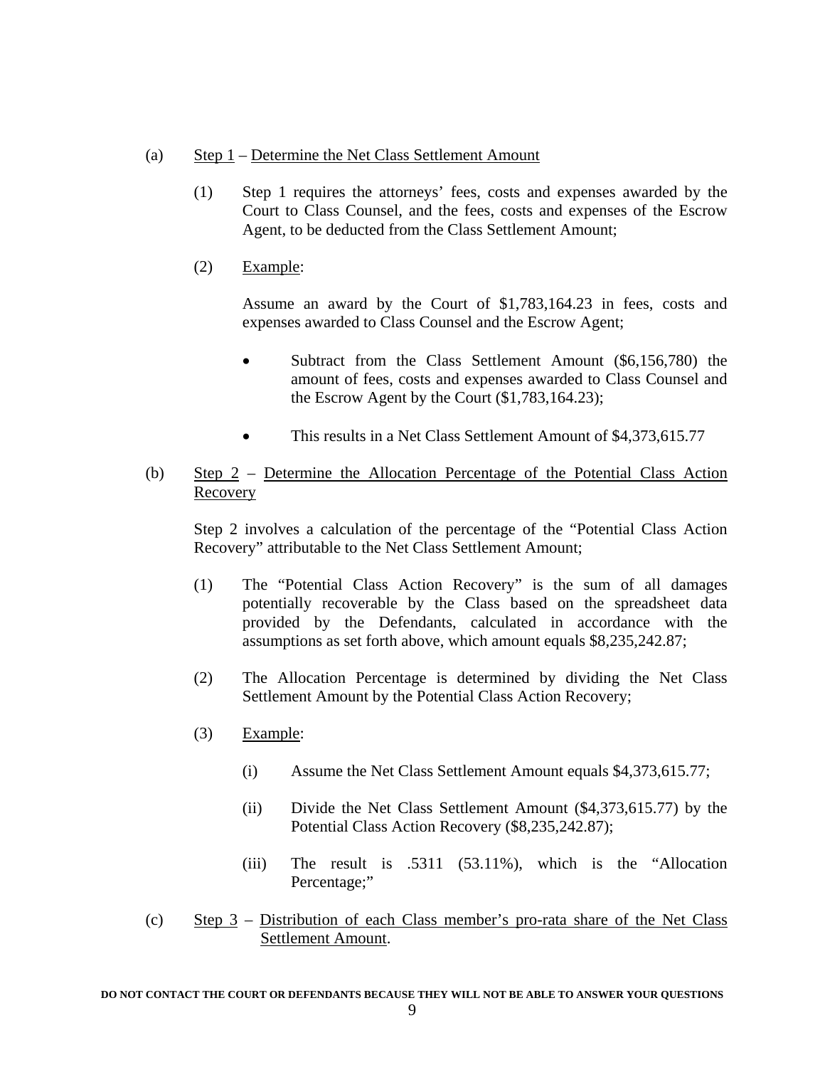(a) Step 1 – Determine the Net Class Settlement Amount

(1) Step 1 requires the attorneys' fees, costs and expenses awarded by the Court to Class Counsel, and the fees, costs and expenses of the Escrow Agent, to be deducted from the Class Settlement Amount;

(2) Example:

Assume an award by the Court of $1,783,164.23 in fees, costs and expenses awarded to Class Counsel and the Escrow Agent;

- Subtract from the Class Settlement Amount ($6,156,780) the amount of fees, costs and expenses awarded to Class Counsel and the Escrow Agent by the Court ($1,783,164.23);
- This results in a Net Class Settlement Amount of $4,373,615.77

(b) Step 2 – Determine the Allocation Percentage of the Potential Class Action Recovery

Step 2 involves a calculation of the percentage of the "Potential Class Action Recovery" attributable to the Net Class Settlement Amount;

(1) The "Potential Class Action Recovery" is the sum of all damages potentially recoverable by the Class based on the spreadsheet data provided by the Defendants, calculated in accordance with the assumptions as set forth above, which amount equals $8,235,242.87;

(2) The Allocation Percentage is determined by dividing the Net Class Settlement Amount by the Potential Class Action Recovery;

(3) Example:

(i) Assume the Net Class Settlement Amount equals $4,373,615.77;

(ii) Divide the Net Class Settlement Amount ($4,373,615.77) by the Potential Class Action Recovery ($8,235,242.87);

(iii) The result is .5311 (53.11%), which is the "Allocation Percentage;"

(c) Step 3 – Distribution of each Class member's pro-rata share of the Net Class Settlement Amount.

DO NOT CONTACT THE COURT OR DEFENDANTS BECAUSE THEY WILL NOT BE ABLE TO ANSWER YOUR QUESTIONS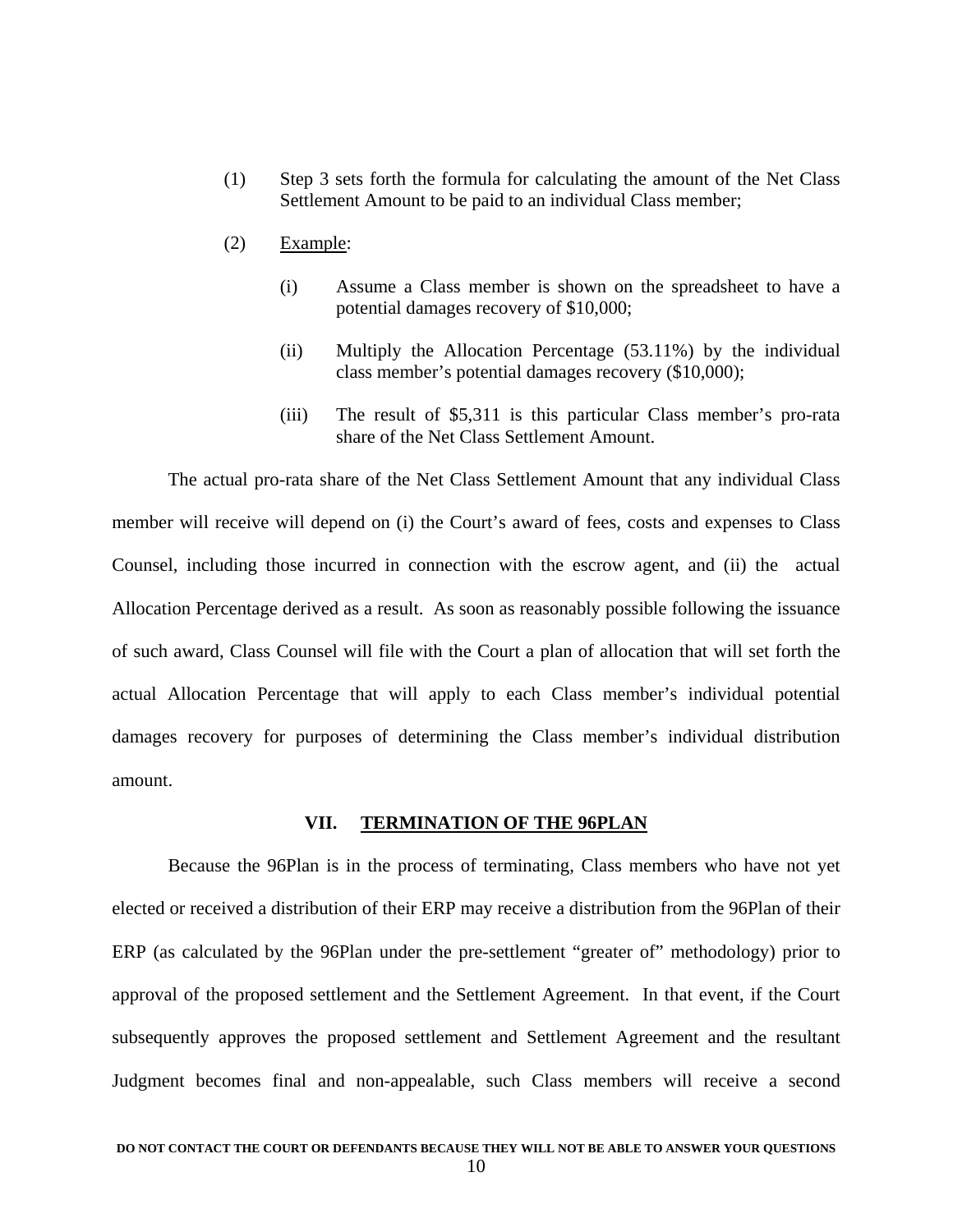(1) Step 3 sets forth the formula for calculating the amount of the Net Class Settlement Amount to be paid to an individual Class member;

(2) <u>Example</u>:

   (i) Assume a Class member is shown on the spreadsheet to have a potential damages recovery of $10,000;

   (ii) Multiply the Allocation Percentage (53.11%) by the individual class member's potential damages recovery ($10,000);

   (iii) The result of $5,311 is this particular Class member's pro-rata share of the Net Class Settlement Amount.

The actual pro-rata share of the Net Class Settlement Amount that any individual Class member will receive will depend on (i) the Court's award of fees, costs and expenses to Class Counsel, including those incurred in connection with the escrow agent, and (ii) the actual Allocation Percentage derived as a result. As soon as reasonably possible following the issuance of such award, Class Counsel will file with the Court a plan of allocation that will set forth the actual Allocation Percentage that will apply to each Class member's individual potential damages recovery for purposes of determining the Class member's individual distribution amount.

## VII. TERMINATION OF THE 96PLAN

Because the 96Plan is in the process of terminating, Class members who have not yet elected or received a distribution of their ERP may receive a distribution from the 96Plan of their ERP (as calculated by the 96Plan under the pre-settlement "greater of" methodology) prior to approval of the proposed settlement and the Settlement Agreement. In that event, if the Court subsequently approves the proposed settlement and Settlement Agreement and the resultant Judgment becomes final and non-appealable, such Class members will receive a second

**DO NOT CONTACT THE COURT OR DEFENDANTS BECAUSE THEY WILL NOT BE ABLE TO ANSWER YOUR QUESTIONS**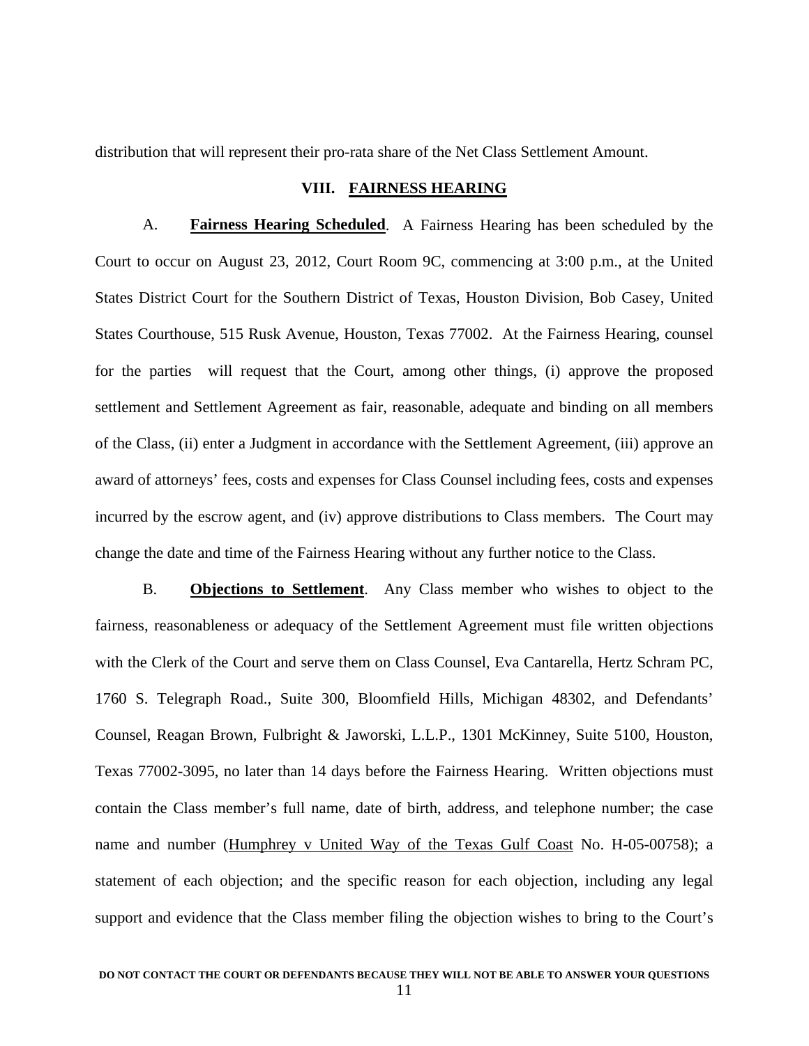distribution that will represent their pro-rata share of the Net Class Settlement Amount.

## VIII. FAIRNESS HEARING

A. **Fairness Hearing Scheduled**. A Fairness Hearing has been scheduled by the Court to occur on August 23, 2012, Court Room 9C, commencing at 3:00 p.m., at the United States District Court for the Southern District of Texas, Houston Division, Bob Casey, United States Courthouse, 515 Rusk Avenue, Houston, Texas 77002. At the Fairness Hearing, counsel for the parties will request that the Court, among other things, (i) approve the proposed settlement and Settlement Agreement as fair, reasonable, adequate and binding on all members of the Class, (ii) enter a Judgment in accordance with the Settlement Agreement, (iii) approve an award of attorneys' fees, costs and expenses for Class Counsel including fees, costs and expenses incurred by the escrow agent, and (iv) approve distributions to Class members. The Court may change the date and time of the Fairness Hearing without any further notice to the Class.

B. **Objections to Settlement**. Any Class member who wishes to object to the fairness, reasonableness or adequacy of the Settlement Agreement must file written objections with the Clerk of the Court and serve them on Class Counsel, Eva Cantarella, Hertz Schram PC, 1760 S. Telegraph Road., Suite 300, Bloomfield Hills, Michigan 48302, and Defendants' Counsel, Reagan Brown, Fulbright & Jaworski, L.L.P., 1301 McKinney, Suite 5100, Houston, Texas 77002-3095, no later than 14 days before the Fairness Hearing. Written objections must contain the Class member's full name, date of birth, address, and telephone number; the case name and number (Humphrey v United Way of the Texas Gulf Coast No. H-05-00758); a statement of each objection; and the specific reason for each objection, including any legal support and evidence that the Class member filing the objection wishes to bring to the Court's

**DO NOT CONTACT THE COURT OR DEFENDANTS BECAUSE THEY WILL NOT BE ABLE TO ANSWER YOUR QUESTIONS**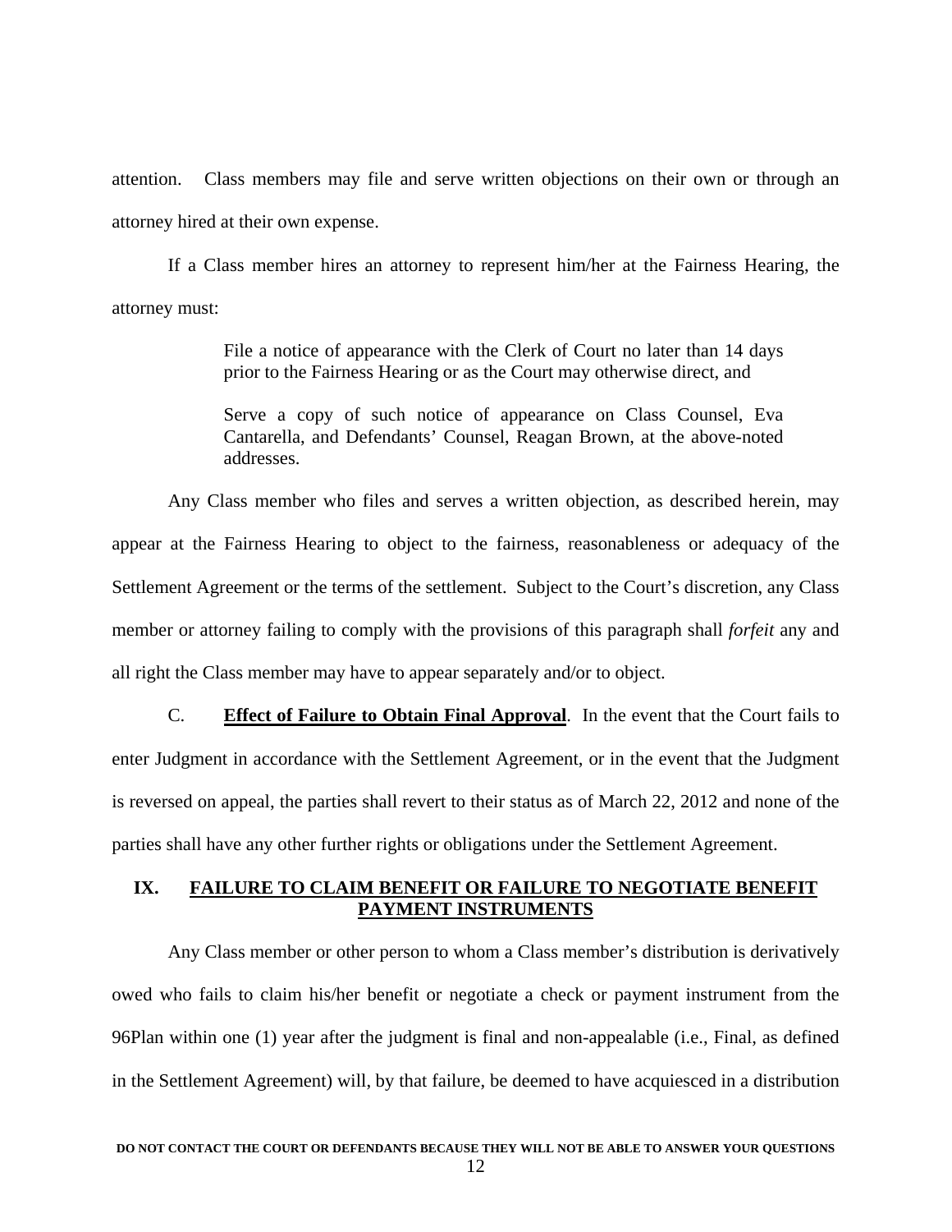attention. Class members may file and serve written objections on their own or through an attorney hired at their own expense.

If a Class member hires an attorney to represent him/her at the Fairness Hearing, the attorney must:

> File a notice of appearance with the Clerk of Court no later than 14 days prior to the Fairness Hearing or as the Court may otherwise direct, and
>
> Serve a copy of such notice of appearance on Class Counsel, Eva Cantarella, and Defendants' Counsel, Reagan Brown, at the above-noted addresses.

Any Class member who files and serves a written objection, as described herein, may appear at the Fairness Hearing to object to the fairness, reasonableness or adequacy of the Settlement Agreement or the terms of the settlement. Subject to the Court's discretion, any Class member or attorney failing to comply with the provisions of this paragraph shall *forfeit* any and all right the Class member may have to appear separately and/or to object.

C. **Effect of Failure to Obtain Final Approval**. In the event that the Court fails to enter Judgment in accordance with the Settlement Agreement, or in the event that the Judgment is reversed on appeal, the parties shall revert to their status as of March 22, 2012 and none of the parties shall have any other further rights or obligations under the Settlement Agreement.

## IX. FAILURE TO CLAIM BENEFIT OR FAILURE TO NEGOTIATE BENEFIT PAYMENT INSTRUMENTS

Any Class member or other person to whom a Class member's distribution is derivatively owed who fails to claim his/her benefit or negotiate a check or payment instrument from the 96Plan within one (1) year after the judgment is final and non-appealable (i.e., Final, as defined in the Settlement Agreement) will, by that failure, be deemed to have acquiesced in a distribution

**DO NOT CONTACT THE COURT OR DEFENDANTS BECAUSE THEY WILL NOT BE ABLE TO ANSWER YOUR QUESTIONS**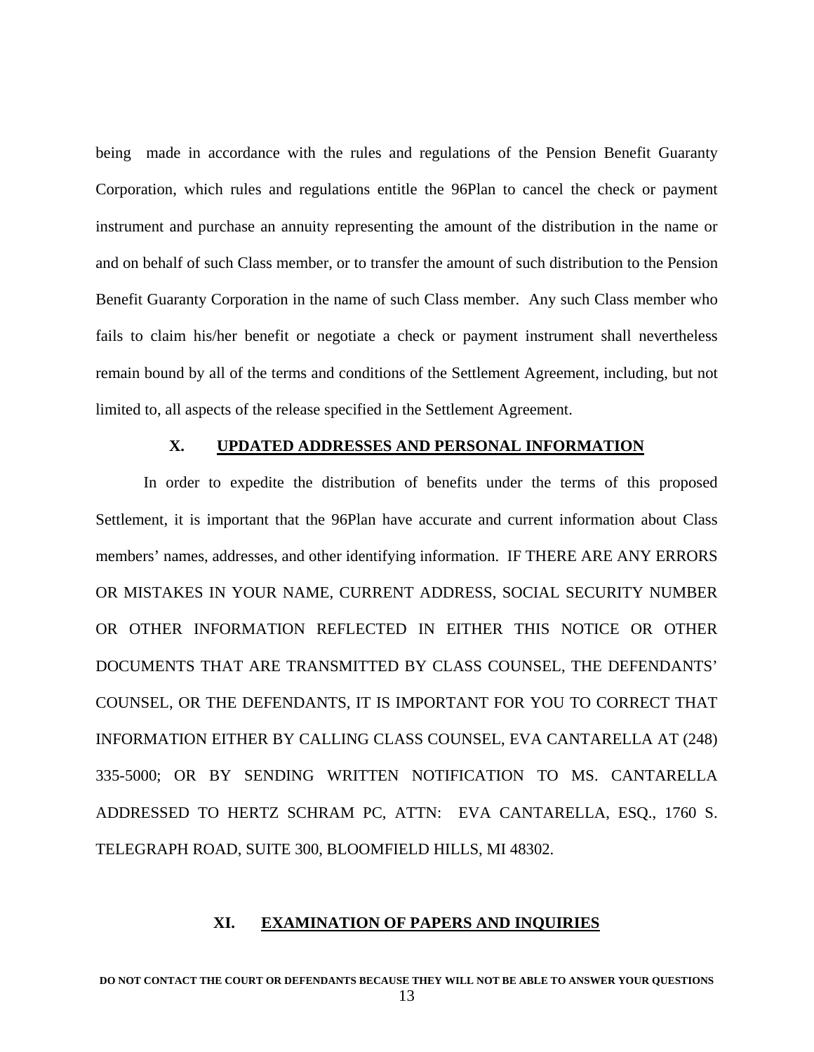being made in accordance with the rules and regulations of the Pension Benefit Guaranty Corporation, which rules and regulations entitle the 96Plan to cancel the check or payment instrument and purchase an annuity representing the amount of the distribution in the name or and on behalf of such Class member, or to transfer the amount of such distribution to the Pension Benefit Guaranty Corporation in the name of such Class member. Any such Class member who fails to claim his/her benefit or negotiate a check or payment instrument shall nevertheless remain bound by all of the terms and conditions of the Settlement Agreement, including, but not limited to, all aspects of the release specified in the Settlement Agreement.

## X. UPDATED ADDRESSES AND PERSONAL INFORMATION

In order to expedite the distribution of benefits under the terms of this proposed Settlement, it is important that the 96Plan have accurate and current information about Class members' names, addresses, and other identifying information. IF THERE ARE ANY ERRORS OR MISTAKES IN YOUR NAME, CURRENT ADDRESS, SOCIAL SECURITY NUMBER OR OTHER INFORMATION REFLECTED IN EITHER THIS NOTICE OR OTHER DOCUMENTS THAT ARE TRANSMITTED BY CLASS COUNSEL, THE DEFENDANTS' COUNSEL, OR THE DEFENDANTS, IT IS IMPORTANT FOR YOU TO CORRECT THAT INFORMATION EITHER BY CALLING CLASS COUNSEL, EVA CANTARELLA AT (248) 335-5000; OR BY SENDING WRITTEN NOTIFICATION TO MS. CANTARELLA ADDRESSED TO HERTZ SCHRAM PC, ATTN: EVA CANTARELLA, ESQ., 1760 S. TELEGRAPH ROAD, SUITE 300, BLOOMFIELD HILLS, MI 48302.

## XI. EXAMINATION OF PAPERS AND INQUIRIES

**DO NOT CONTACT THE COURT OR DEFENDANTS BECAUSE THEY WILL NOT BE ABLE TO ANSWER YOUR QUESTIONS**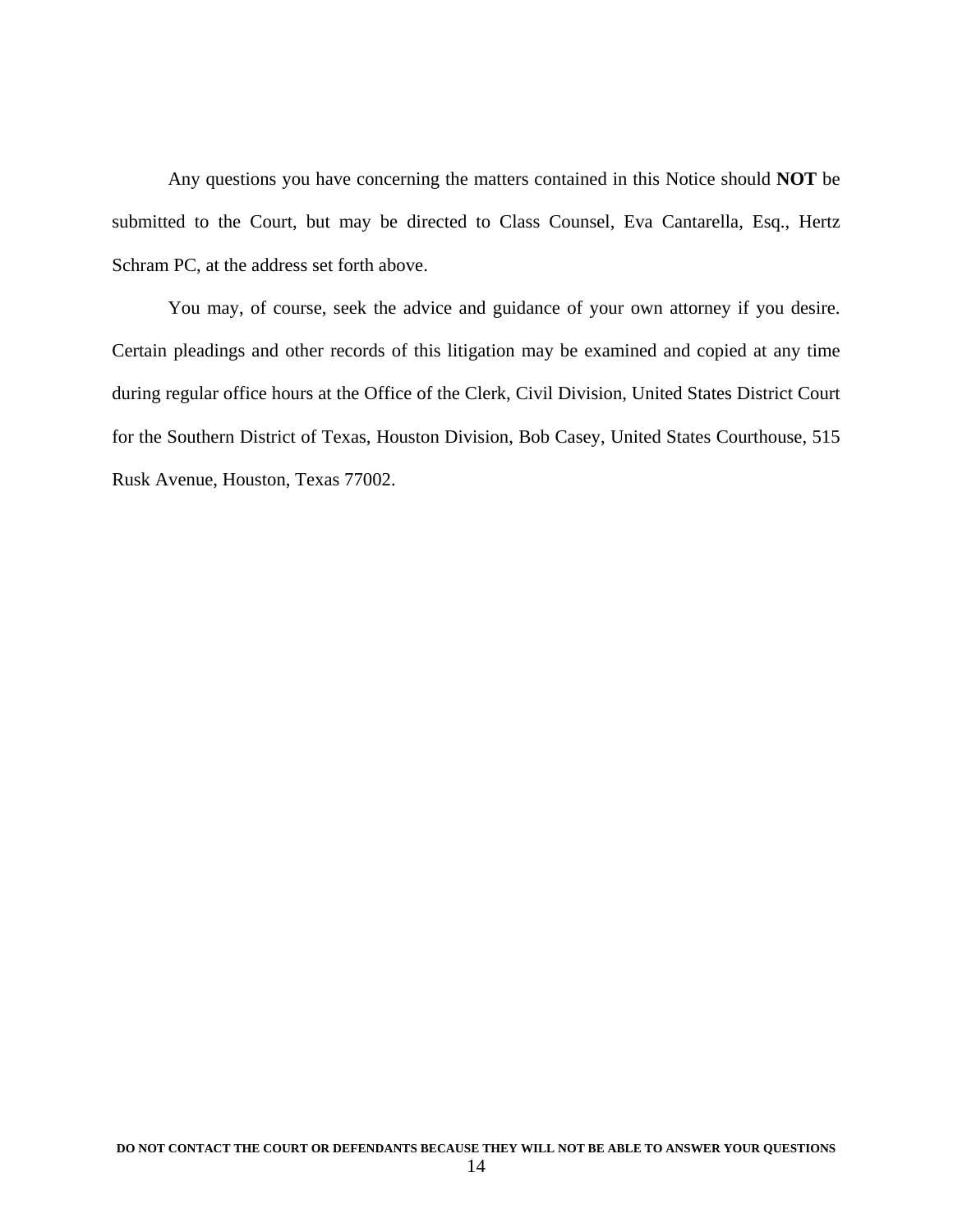Any questions you have concerning the matters contained in this Notice should **NOT** be submitted to the Court, but may be directed to Class Counsel, Eva Cantarella, Esq., Hertz Schram PC, at the address set forth above.

You may, of course, seek the advice and guidance of your own attorney if you desire. Certain pleadings and other records of this litigation may be examined and copied at any time during regular office hours at the Office of the Clerk, Civil Division, United States District Court for the Southern District of Texas, Houston Division, Bob Casey, United States Courthouse, 515 Rusk Avenue, Houston, Texas 77002.